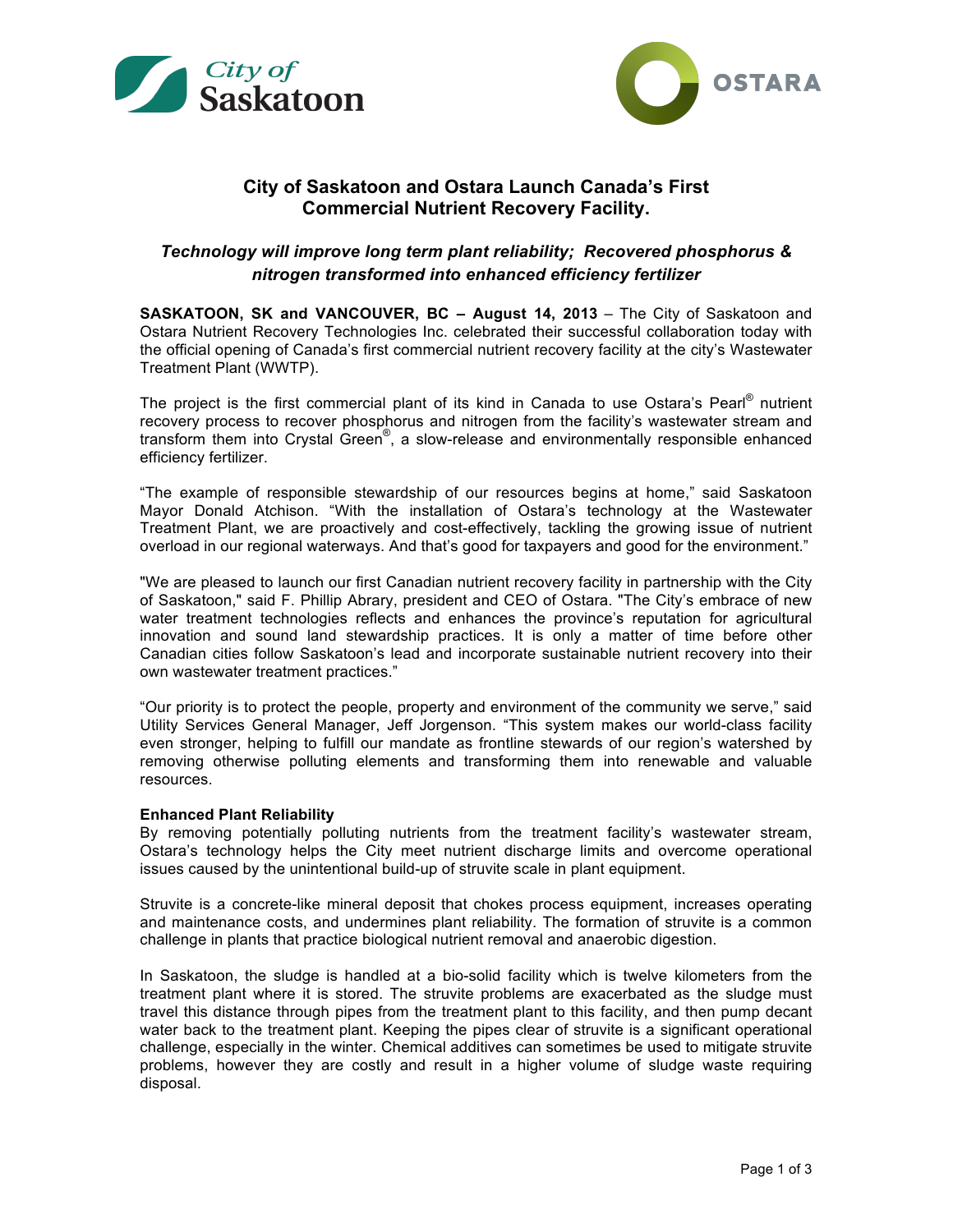# City of Saskatoon and Ostara Launch Canada's First Commercial Nutrient Recovery Facility.

## *Technology will improve long term plant reliability; Recovered phosphorus & nitrogen transformed into enhanced efficiency fertilizer*

**SASKATOON, SK and VANCOUVER, BC – August 14, 2013** – The City of Saskatoon and Ostara Nutrient Recovery Technologies Inc. celebrated their successful collaboration today with the official opening of Canada's first commercial nutrient recovery facility at the city's Wastewater Treatment Plant (WWTP).

The project is the first commercial plant of its kind in Canada to use Ostara's Pearl® nutrient recovery process to recover phosphorus and nitrogen from the facility's wastewater stream and transform them into Crystal Green®, a slow-release and environmentally responsible enhanced efficiency fertilizer.

"The example of responsible stewardship of our resources begins at home," said Saskatoon Mayor Donald Atchison. "With the installation of Ostara's technology at the Wastewater Treatment Plant, we are proactively and cost-effectively, tackling the growing issue of nutrient overload in our regional waterways. And that's good for taxpayers and good for the environment."

"We are pleased to launch our first Canadian nutrient recovery facility in partnership with the City of Saskatoon," said F. Phillip Abrary, president and CEO of Ostara. "The City's embrace of new water treatment technologies reflects and enhances the province's reputation for agricultural innovation and sound land stewardship practices. It is only a matter of time before other Canadian cities follow Saskatoon's lead and incorporate sustainable nutrient recovery into their own wastewater treatment practices."

"Our priority is to protect the people, property and environment of the community we serve," said Utility Services General Manager, Jeff Jorgenson. "This system makes our world-class facility even stronger, helping to fulfill our mandate as frontline stewards of our region's watershed by removing otherwise polluting elements and transforming them into renewable and valuable resources.

**Enhanced Plant Reliability**

By removing potentially polluting nutrients from the treatment facility's wastewater stream, Ostara's technology helps the City meet nutrient discharge limits and overcome operational issues caused by the unintentional build-up of struvite scale in plant equipment.

Struvite is a concrete-like mineral deposit that chokes process equipment, increases operating and maintenance costs, and undermines plant reliability. The formation of struvite is a common challenge in plants that practice biological nutrient removal and anaerobic digestion.

In Saskatoon, the sludge is handled at a bio-solid facility which is twelve kilometers from the treatment plant where it is stored. The struvite problems are exacerbated as the sludge must travel this distance through pipes from the treatment plant to this facility, and then pump decant water back to the treatment plant. Keeping the pipes clear of struvite is a significant operational challenge, especially in the winter. Chemical additives can sometimes be used to mitigate struvite problems, however they are costly and result in a higher volume of sludge waste requiring disposal.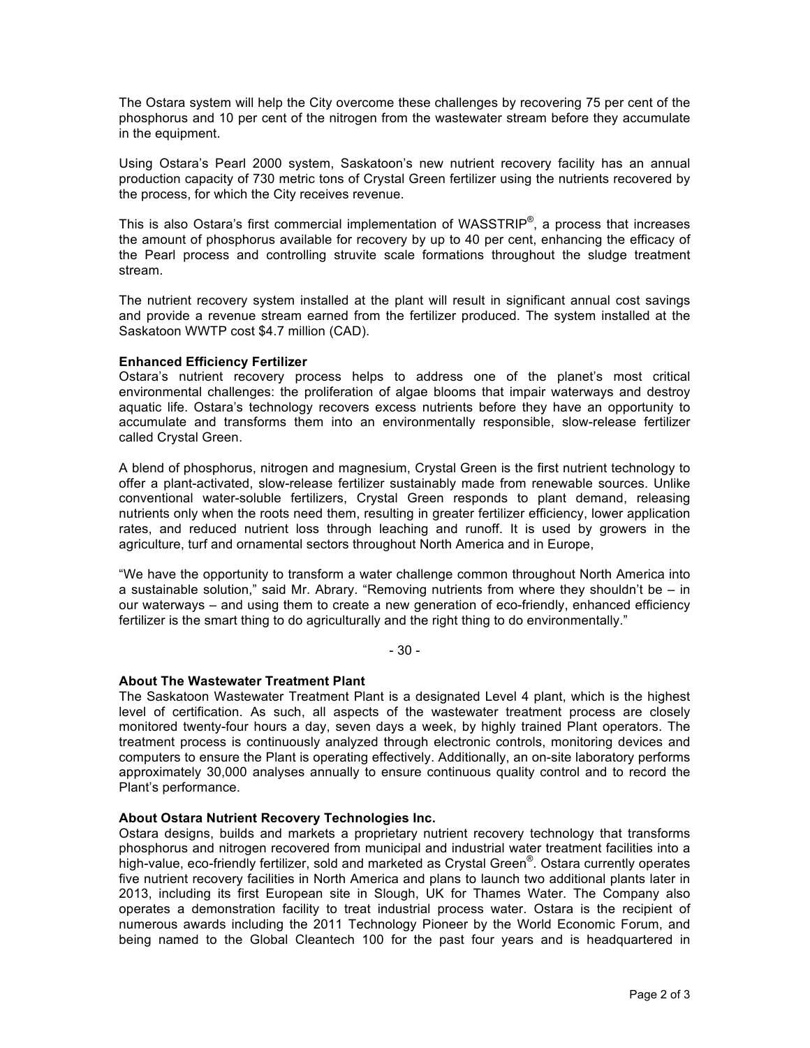The Ostara system will help the City overcome these challenges by recovering 75 per cent of the phosphorus and 10 per cent of the nitrogen from the wastewater stream before they accumulate in the equipment.

Using Ostara's Pearl 2000 system, Saskatoon's new nutrient recovery facility has an annual production capacity of 730 metric tons of Crystal Green fertilizer using the nutrients recovered by the process, for which the City receives revenue.

This is also Ostara's first commercial implementation of WASSTRIP®, a process that increases the amount of phosphorus available for recovery by up to 40 per cent, enhancing the efficacy of the Pearl process and controlling struvite scale formations throughout the sludge treatment stream.

The nutrient recovery system installed at the plant will result in significant annual cost savings and provide a revenue stream earned from the fertilizer produced. The system installed at the Saskatoon WWTP cost $4.7 million (CAD).

**Enhanced Efficiency Fertilizer**

Ostara's nutrient recovery process helps to address one of the planet's most critical environmental challenges: the proliferation of algae blooms that impair waterways and destroy aquatic life. Ostara's technology recovers excess nutrients before they have an opportunity to accumulate and transforms them into an environmentally responsible, slow-release fertilizer called Crystal Green.

A blend of phosphorus, nitrogen and magnesium, Crystal Green is the first nutrient technology to offer a plant-activated, slow-release fertilizer sustainably made from renewable sources. Unlike conventional water-soluble fertilizers, Crystal Green responds to plant demand, releasing nutrients only when the roots need them, resulting in greater fertilizer efficiency, lower application rates, and reduced nutrient loss through leaching and runoff. It is used by growers in the agriculture, turf and ornamental sectors throughout North America and in Europe,

"We have the opportunity to transform a water challenge common throughout North America into a sustainable solution," said Mr. Abrary. "Removing nutrients from where they shouldn't be – in our waterways – and using them to create a new generation of eco-friendly, enhanced efficiency fertilizer is the smart thing to do agriculturally and the right thing to do environmentally."

- 30 -

**About The Wastewater Treatment Plant**

The Saskatoon Wastewater Treatment Plant is a designated Level 4 plant, which is the highest level of certification. As such, all aspects of the wastewater treatment process are closely monitored twenty-four hours a day, seven days a week, by highly trained Plant operators. The treatment process is continuously analyzed through electronic controls, monitoring devices and computers to ensure the Plant is operating effectively. Additionally, an on-site laboratory performs approximately 30,000 analyses annually to ensure continuous quality control and to record the Plant's performance.

**About Ostara Nutrient Recovery Technologies Inc.**

Ostara designs, builds and markets a proprietary nutrient recovery technology that transforms phosphorus and nitrogen recovered from municipal and industrial water treatment facilities into a high-value, eco-friendly fertilizer, sold and marketed as Crystal Green®. Ostara currently operates five nutrient recovery facilities in North America and plans to launch two additional plants later in 2013, including its first European site in Slough, UK for Thames Water. The Company also operates a demonstration facility to treat industrial process water. Ostara is the recipient of numerous awards including the 2011 Technology Pioneer by the World Economic Forum, and being named to the Global Cleantech 100 for the past four years and is headquartered in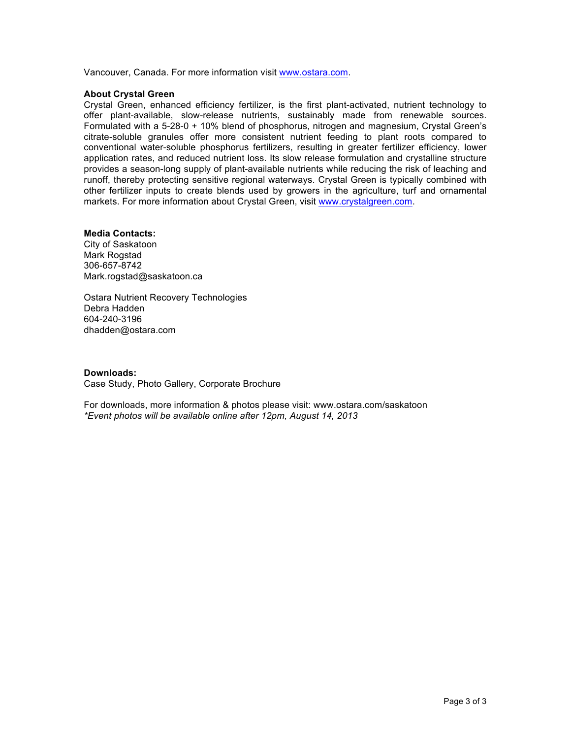Vancouver, Canada. For more information visit [www.ostara.com](http://www.ostara.com).

**About Crystal Green**

Crystal Green, enhanced efficiency fertilizer, is the first plant-activated, nutrient technology to offer plant-available, slow-release nutrients, sustainably made from renewable sources. Formulated with a 5-28-0 + 10% blend of phosphorus, nitrogen and magnesium, Crystal Green's citrate-soluble granules offer more consistent nutrient feeding to plant roots compared to conventional water-soluble phosphorus fertilizers, resulting in greater fertilizer efficiency, lower application rates, and reduced nutrient loss. Its slow release formulation and crystalline structure provides a season-long supply of plant-available nutrients while reducing the risk of leaching and runoff, thereby protecting sensitive regional waterways. Crystal Green is typically combined with other fertilizer inputs to create blends used by growers in the agriculture, turf and ornamental markets. For more information about Crystal Green, visit [www.crystalgreen.com](http://www.crystalgreen.com).

**Media Contacts:**

City of Saskatoon
Mark Rogstad
306-657-8742
Mark.rogstad@saskatoon.ca

Ostara Nutrient Recovery Technologies
Debra Hadden
604-240-3196
dhadden@ostara.com

**Downloads:**

Case Study, Photo Gallery, Corporate Brochure

For downloads, more information & photos please visit: www.ostara.com/saskatoon
*\*Event photos will be available online after 12pm, August 14, 2013*